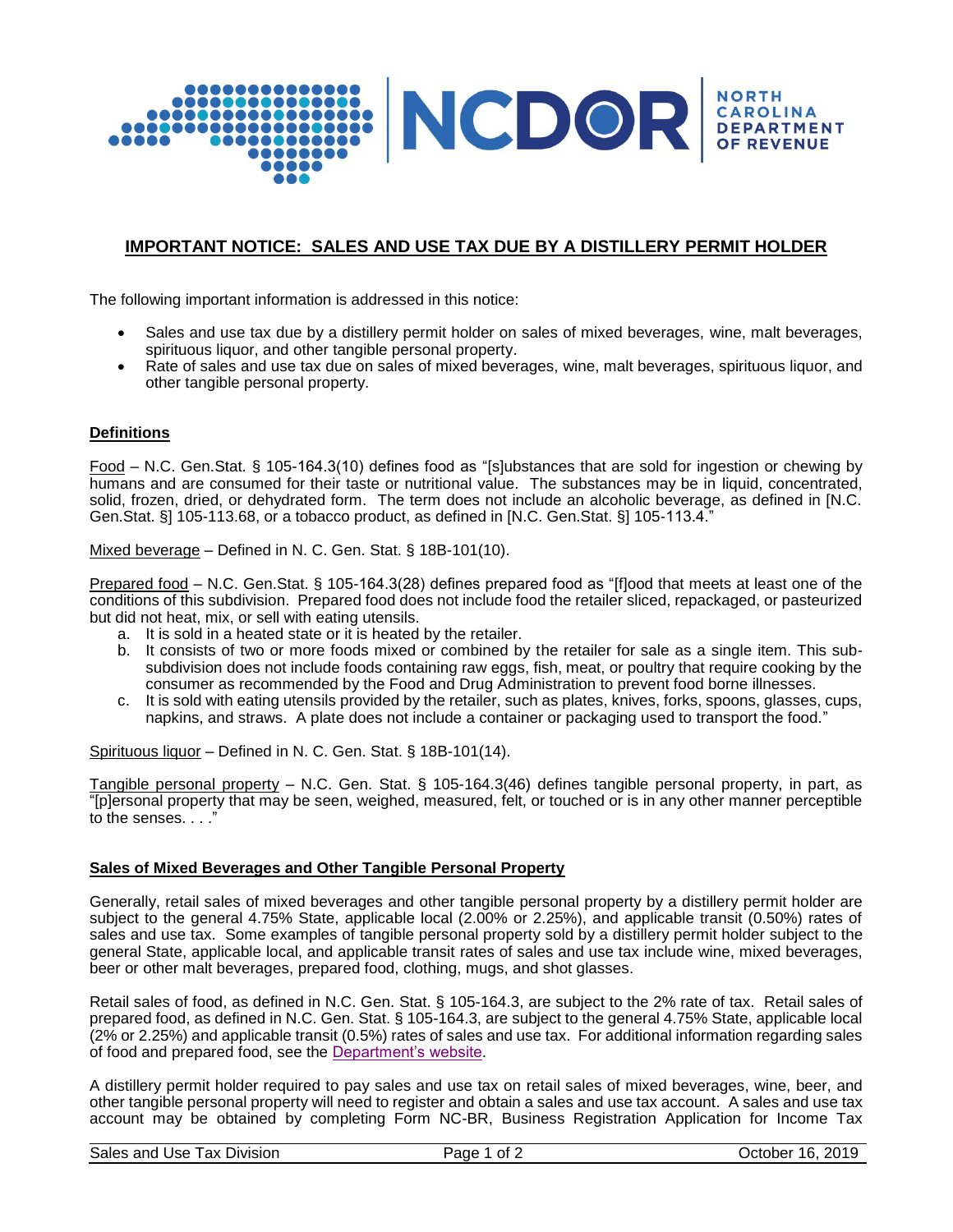# IMPORTANT NOTICE: SALES AND USE TAX DUE BY A DISTILLERY PERMIT HOLDER

The following important information is addressed in this notice:

- Sales and use tax due by a distillery permit holder on sales of mixed beverages, wine, malt beverages, spirituous liquor, and other tangible personal property.
- Rate of sales and use tax due on sales of mixed beverages, wine, malt beverages, spirituous liquor, and other tangible personal property.

## Definitions

Food – N.C. Gen.Stat. § 105-164.3(10) defines food as "[s]ubstances that are sold for ingestion or chewing by humans and are consumed for their taste or nutritional value. The substances may be in liquid, concentrated, solid, frozen, dried, or dehydrated form. The term does not include an alcoholic beverage, as defined in [N.C. Gen.Stat. §] 105-113.68, or a tobacco product, as defined in [N.C. Gen.Stat. §] 105-113.4."

Mixed beverage – Defined in N. C. Gen. Stat. § 18B-101(10).

Prepared food – N.C. Gen.Stat. § 105-164.3(28) defines prepared food as "[f]ood that meets at least one of the conditions of this subdivision. Prepared food does not include food the retailer sliced, repackaged, or pasteurized but did not heat, mix, or sell with eating utensils.

a. It is sold in a heated state or it is heated by the retailer.
b. It consists of two or more foods mixed or combined by the retailer for sale as a single item. This sub-subdivision does not include foods containing raw eggs, fish, meat, or poultry that require cooking by the consumer as recommended by the Food and Drug Administration to prevent food borne illnesses.
c. It is sold with eating utensils provided by the retailer, such as plates, knives, forks, spoons, glasses, cups, napkins, and straws. A plate does not include a container or packaging used to transport the food."

Spirituous liquor – Defined in N. C. Gen. Stat. § 18B-101(14).

Tangible personal property – N.C. Gen. Stat. § 105-164.3(46) defines tangible personal property, in part, as "[p]ersonal property that may be seen, weighed, measured, felt, or touched or is in any other manner perceptible to the senses. . . ."

## Sales of Mixed Beverages and Other Tangible Personal Property

Generally, retail sales of mixed beverages and other tangible personal property by a distillery permit holder are subject to the general 4.75% State, applicable local (2.00% or 2.25%), and applicable transit (0.50%) rates of sales and use tax. Some examples of tangible personal property sold by a distillery permit holder subject to the general State, applicable local, and applicable transit rates of sales and use tax include wine, mixed beverages, beer or other malt beverages, prepared food, clothing, mugs, and shot glasses.

Retail sales of food, as defined in N.C. Gen. Stat. § 105-164.3, are subject to the 2% rate of tax. Retail sales of prepared food, as defined in N.C. Gen. Stat. § 105-164.3, are subject to the general 4.75% State, applicable local (2% or 2.25%) and applicable transit (0.5%) rates of sales and use tax. For additional information regarding sales of food and prepared food, see the Department's website.

A distillery permit holder required to pay sales and use tax on retail sales of mixed beverages, wine, beer, and other tangible personal property will need to register and obtain a sales and use tax account. A sales and use tax account may be obtained by completing Form NC-BR, Business Registration Application for Income Tax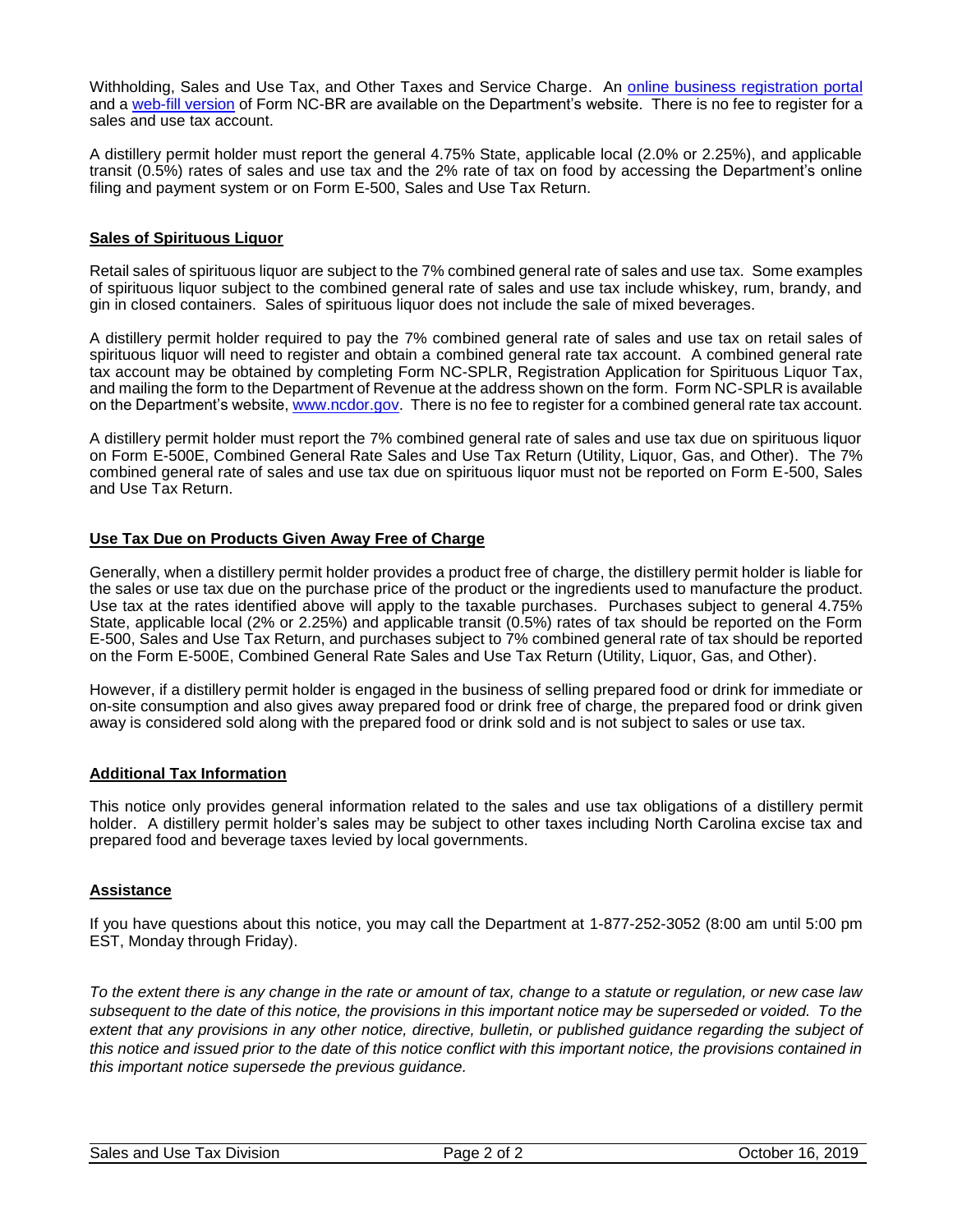Withholding, Sales and Use Tax, and Other Taxes and Service Charge. An [online business registration portal](#) and a [web-fill version](#) of Form NC-BR are available on the Department's website. There is no fee to register for a sales and use tax account.

A distillery permit holder must report the general 4.75% State, applicable local (2.0% or 2.25%), and applicable transit (0.5%) rates of sales and use tax and the 2% rate of tax on food by accessing the Department's online filing and payment system or on Form E-500, Sales and Use Tax Return.

## Sales of Spirituous Liquor

Retail sales of spirituous liquor are subject to the 7% combined general rate of sales and use tax. Some examples of spirituous liquor subject to the combined general rate of sales and use tax include whiskey, rum, brandy, and gin in closed containers. Sales of spirituous liquor does not include the sale of mixed beverages.

A distillery permit holder required to pay the 7% combined general rate of sales and use tax on retail sales of spirituous liquor will need to register and obtain a combined general rate tax account. A combined general rate tax account may be obtained by completing Form NC-SPLR, Registration Application for Spirituous Liquor Tax, and mailing the form to the Department of Revenue at the address shown on the form. Form NC-SPLR is available on the Department's website, [www.ncdor.gov](http://www.ncdor.gov). There is no fee to register for a combined general rate tax account.

A distillery permit holder must report the 7% combined general rate of sales and use tax due on spirituous liquor on Form E-500E, Combined General Rate Sales and Use Tax Return (Utility, Liquor, Gas, and Other). The 7% combined general rate of sales and use tax due on spirituous liquor must not be reported on Form E-500, Sales and Use Tax Return.

## Use Tax Due on Products Given Away Free of Charge

Generally, when a distillery permit holder provides a product free of charge, the distillery permit holder is liable for the sales or use tax due on the purchase price of the product or the ingredients used to manufacture the product. Use tax at the rates identified above will apply to the taxable purchases. Purchases subject to general 4.75% State, applicable local (2% or 2.25%) and applicable transit (0.5%) rates of tax should be reported on the Form E-500, Sales and Use Tax Return, and purchases subject to 7% combined general rate of tax should be reported on the Form E-500E, Combined General Rate Sales and Use Tax Return (Utility, Liquor, Gas, and Other).

However, if a distillery permit holder is engaged in the business of selling prepared food or drink for immediate or on-site consumption and also gives away prepared food or drink free of charge, the prepared food or drink given away is considered sold along with the prepared food or drink sold and is not subject to sales or use tax.

## Additional Tax Information

This notice only provides general information related to the sales and use tax obligations of a distillery permit holder. A distillery permit holder's sales may be subject to other taxes including North Carolina excise tax and prepared food and beverage taxes levied by local governments.

## Assistance

If you have questions about this notice, you may call the Department at 1-877-252-3052 (8:00 am until 5:00 pm EST, Monday through Friday).

*To the extent there is any change in the rate or amount of tax, change to a statute or regulation, or new case law subsequent to the date of this notice, the provisions in this important notice may be superseded or voided. To the extent that any provisions in any other notice, directive, bulletin, or published guidance regarding the subject of this notice and issued prior to the date of this notice conflict with this important notice, the provisions contained in this important notice supersede the previous guidance.*